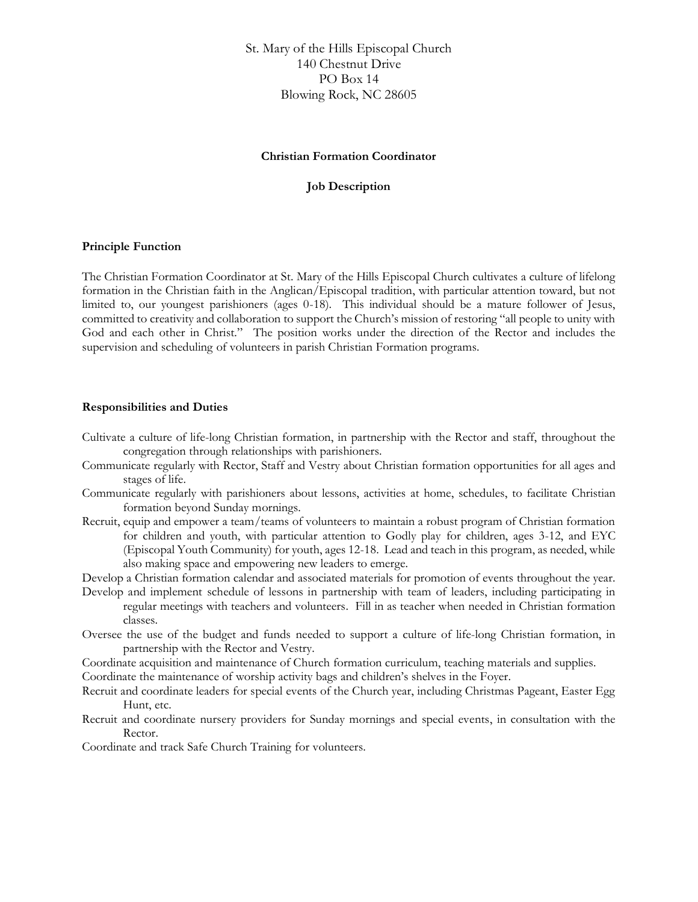St. Mary of the Hills Episcopal Church
140 Chestnut Drive
PO Box 14
Blowing Rock, NC 28605

**Christian Formation Coordinator**

**Job Description**

**Principle Function**

The Christian Formation Coordinator at St. Mary of the Hills Episcopal Church cultivates a culture of lifelong formation in the Christian faith in the Anglican/Episcopal tradition, with particular attention toward, but not limited to, our youngest parishioners (ages 0-18). This individual should be a mature follower of Jesus, committed to creativity and collaboration to support the Church's mission of restoring "all people to unity with God and each other in Christ." The position works under the direction of the Rector and includes the supervision and scheduling of volunteers in parish Christian Formation programs.

**Responsibilities and Duties**

Cultivate a culture of life-long Christian formation, in partnership with the Rector and staff, throughout the congregation through relationships with parishioners.

Communicate regularly with Rector, Staff and Vestry about Christian formation opportunities for all ages and stages of life.

Communicate regularly with parishioners about lessons, activities at home, schedules, to facilitate Christian formation beyond Sunday mornings.

Recruit, equip and empower a team/teams of volunteers to maintain a robust program of Christian formation for children and youth, with particular attention to Godly play for children, ages 3-12, and EYC (Episcopal Youth Community) for youth, ages 12-18. Lead and teach in this program, as needed, while also making space and empowering new leaders to emerge.

Develop a Christian formation calendar and associated materials for promotion of events throughout the year.

Develop and implement schedule of lessons in partnership with team of leaders, including participating in regular meetings with teachers and volunteers. Fill in as teacher when needed in Christian formation classes.

Oversee the use of the budget and funds needed to support a culture of life-long Christian formation, in partnership with the Rector and Vestry.

Coordinate acquisition and maintenance of Church formation curriculum, teaching materials and supplies.

Coordinate the maintenance of worship activity bags and children's shelves in the Foyer.

Recruit and coordinate leaders for special events of the Church year, including Christmas Pageant, Easter Egg Hunt, etc.

Recruit and coordinate nursery providers for Sunday mornings and special events, in consultation with the Rector.

Coordinate and track Safe Church Training for volunteers.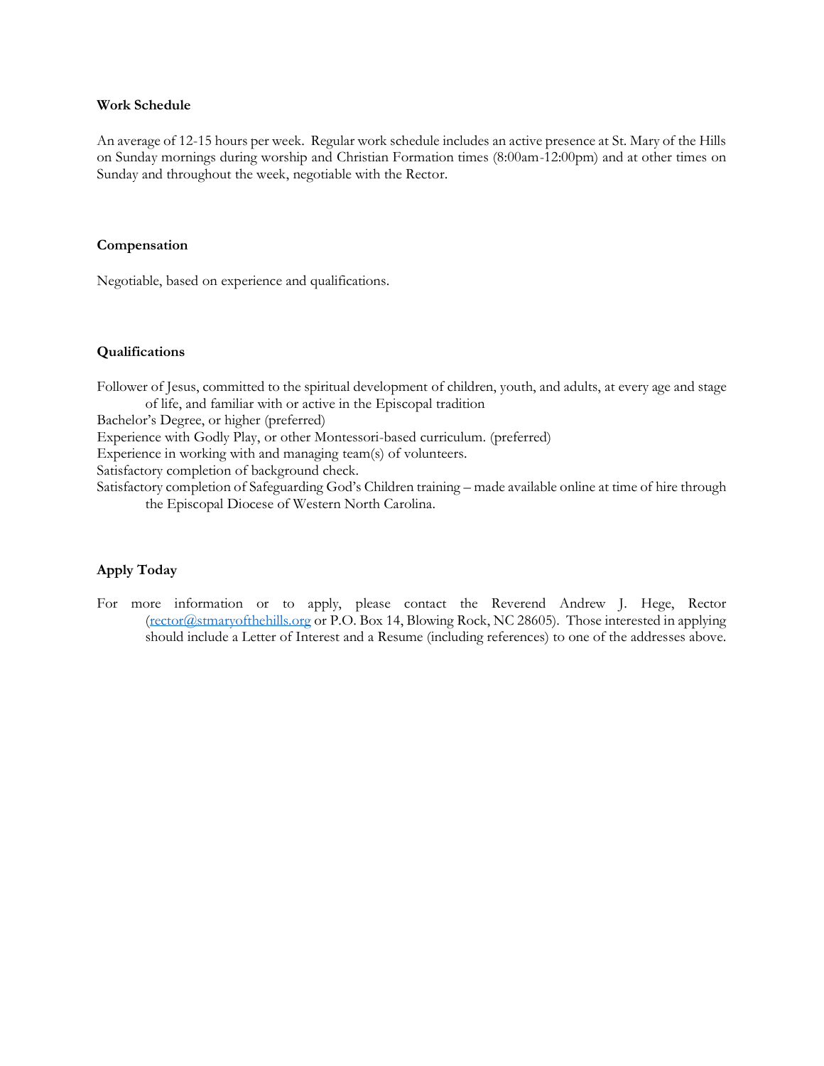**Work Schedule**

An average of 12-15 hours per week. Regular work schedule includes an active presence at St. Mary of the Hills on Sunday mornings during worship and Christian Formation times (8:00am-12:00pm) and at other times on Sunday and throughout the week, negotiable with the Rector.

**Compensation**

Negotiable, based on experience and qualifications.

**Qualifications**

Follower of Jesus, committed to the spiritual development of children, youth, and adults, at every age and stage of life, and familiar with or active in the Episcopal tradition

Bachelor's Degree, or higher (preferred)

Experience with Godly Play, or other Montessori-based curriculum. (preferred)

Experience in working with and managing team(s) of volunteers.

Satisfactory completion of background check.

Satisfactory completion of Safeguarding God's Children training – made available online at time of hire through the Episcopal Diocese of Western North Carolina.

**Apply Today**

For more information or to apply, please contact the Reverend Andrew J. Hege, Rector (rector@stmaryofthehills.org or P.O. Box 14, Blowing Rock, NC 28605). Those interested in applying should include a Letter of Interest and a Resume (including references) to one of the addresses above.